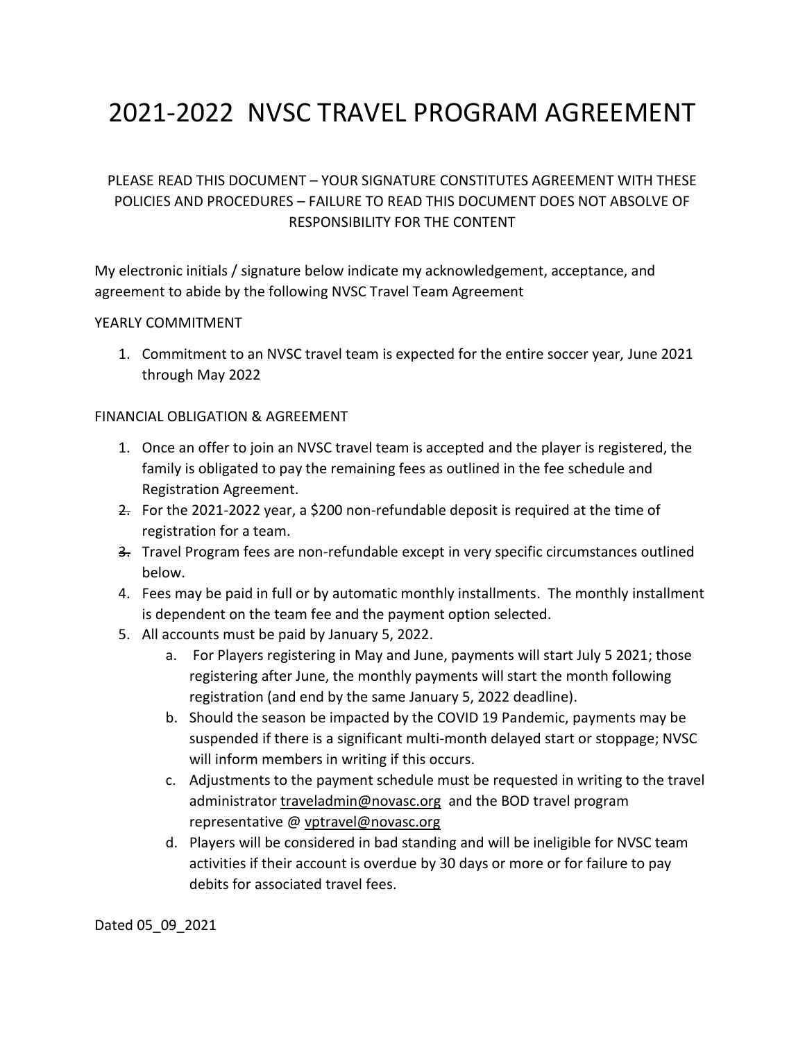# 2021-2022 NVSC TRAVEL PROGRAM AGREEMENT

PLEASE READ THIS DOCUMENT – YOUR SIGNATURE CONSTITUTES AGREEMENT WITH THESE POLICIES AND PROCEDURES – FAILURE TO READ THIS DOCUMENT DOES NOT ABSOLVE OF RESPONSIBILITY FOR THE CONTENT

My electronic initials / signature below indicate my acknowledgement, acceptance, and agreement to abide by the following NVSC Travel Team Agreement

YEARLY COMMITMENT

1. Commitment to an NVSC travel team is expected for the entire soccer year, June 2021 through May 2022

FINANCIAL OBLIGATION & AGREEMENT

1. Once an offer to join an NVSC travel team is accepted and the player is registered, the family is obligated to pay the remaining fees as outlined in the fee schedule and Registration Agreement.
2. For the 2021-2022 year, a $200 non-refundable deposit is required at the time of registration for a team.
3. Travel Program fees are non-refundable except in very specific circumstances outlined below.
4. Fees may be paid in full or by automatic monthly installments. The monthly installment is dependent on the team fee and the payment option selected.
5. All accounts must be paid by January 5, 2022.
   a. For Players registering in May and June, payments will start July 5 2021; those registering after June, the monthly payments will start the month following registration (and end by the same January 5, 2022 deadline).
   b. Should the season be impacted by the COVID 19 Pandemic, payments may be suspended if there is a significant multi-month delayed start or stoppage; NVSC will inform members in writing if this occurs.
   c. Adjustments to the payment schedule must be requested in writing to the travel administrator traveladmin@novasc.org and the BOD travel program representative @ vptravel@novasc.org
   d. Players will be considered in bad standing and will be ineligible for NVSC team activities if their account is overdue by 30 days or more or for failure to pay debits for associated travel fees.

Dated 05_09_2021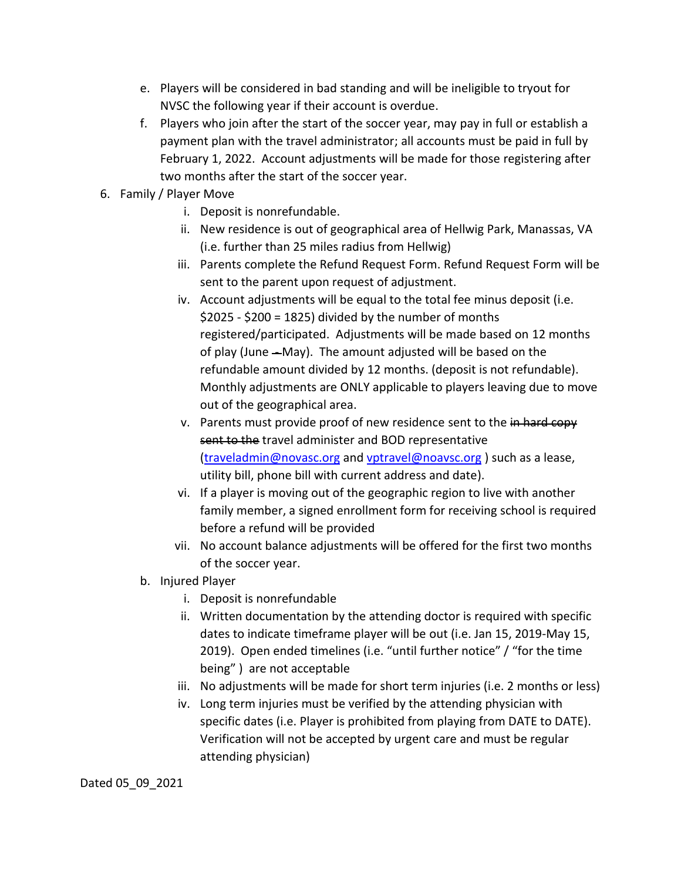e. Players will be considered in bad standing and will be ineligible to tryout for NVSC the following year if their account is overdue.

f. Players who join after the start of the soccer year, may pay in full or establish a payment plan with the travel administrator; all accounts must be paid in full by February 1, 2022. Account adjustments will be made for those registering after two months after the start of the soccer year.

6. Family / Player Move
   i. Deposit is nonrefundable.
   ii. New residence is out of geographical area of Hellwig Park, Manassas, VA (i.e. further than 25 miles radius from Hellwig)
   iii. Parents complete the Refund Request Form. Refund Request Form will be sent to the parent upon request of adjustment.
   iv. Account adjustments will be equal to the total fee minus deposit (i.e. $2025 - $200 = 1825) divided by the number of months registered/participated. Adjustments will be made based on 12 months of play (June ~~-~~May). The amount adjusted will be based on the refundable amount divided by 12 months. (deposit is not refundable). Monthly adjustments are ONLY applicable to players leaving due to move out of the geographical area.
   v. Parents must provide proof of new residence sent to the ~~in hard copy sent to the~~ travel administer and BOD representative (traveladmin@novasc.org and vptravel@noavsc.org ) such as a lease, utility bill, phone bill with current address and date).
   vi. If a player is moving out of the geographic region to live with another family member, a signed enrollment form for receiving school is required before a refund will be provided
   vii. No account balance adjustments will be offered for the first two months of the soccer year.

b. Injured Player
   i. Deposit is nonrefundable
   ii. Written documentation by the attending doctor is required with specific dates to indicate timeframe player will be out (i.e. Jan 15, 2019-May 15, 2019). Open ended timelines (i.e. "until further notice" / "for the time being" ) are not acceptable
   iii. No adjustments will be made for short term injuries (i.e. 2 months or less)
   iv. Long term injuries must be verified by the attending physician with specific dates (i.e. Player is prohibited from playing from DATE to DATE). Verification will not be accepted by urgent care and must be regular attending physician)

Dated 05_09_2021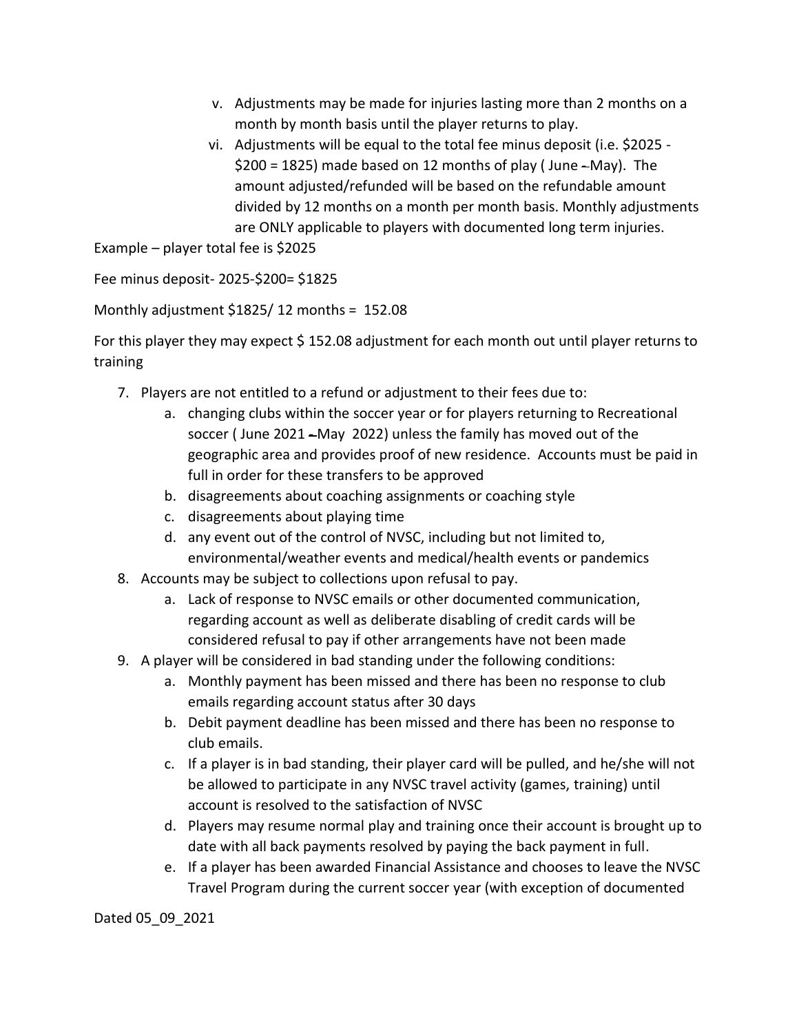v. Adjustments may be made for injuries lasting more than 2 months on a month by month basis until the player returns to play.

vi. Adjustments will be equal to the total fee minus deposit (i.e. $2025 - $200 = 1825) made based on 12 months of play ( June –May). The amount adjusted/refunded will be based on the refundable amount divided by 12 months on a month per month basis. Monthly adjustments are ONLY applicable to players with documented long term injuries.

Example – player total fee is $2025

Fee minus deposit- 2025-$200= $1825

Monthly adjustment $1825/ 12 months = 152.08

For this player they may expect $ 152.08 adjustment for each month out until player returns to training

7. Players are not entitled to a refund or adjustment to their fees due to:
   a. changing clubs within the soccer year or for players returning to Recreational soccer ( June 2021 –May 2022) unless the family has moved out of the geographic area and provides proof of new residence. Accounts must be paid in full in order for these transfers to be approved
   b. disagreements about coaching assignments or coaching style
   c. disagreements about playing time
   d. any event out of the control of NVSC, including but not limited to, environmental/weather events and medical/health events or pandemics
8. Accounts may be subject to collections upon refusal to pay.
   a. Lack of response to NVSC emails or other documented communication, regarding account as well as deliberate disabling of credit cards will be considered refusal to pay if other arrangements have not been made
9. A player will be considered in bad standing under the following conditions:
   a. Monthly payment has been missed and there has been no response to club emails regarding account status after 30 days
   b. Debit payment deadline has been missed and there has been no response to club emails.
   c. If a player is in bad standing, their player card will be pulled, and he/she will not be allowed to participate in any NVSC travel activity (games, training) until account is resolved to the satisfaction of NVSC
   d. Players may resume normal play and training once their account is brought up to date with all back payments resolved by paying the back payment in full.
   e. If a player has been awarded Financial Assistance and chooses to leave the NVSC Travel Program during the current soccer year (with exception of documented

Dated 05_09_2021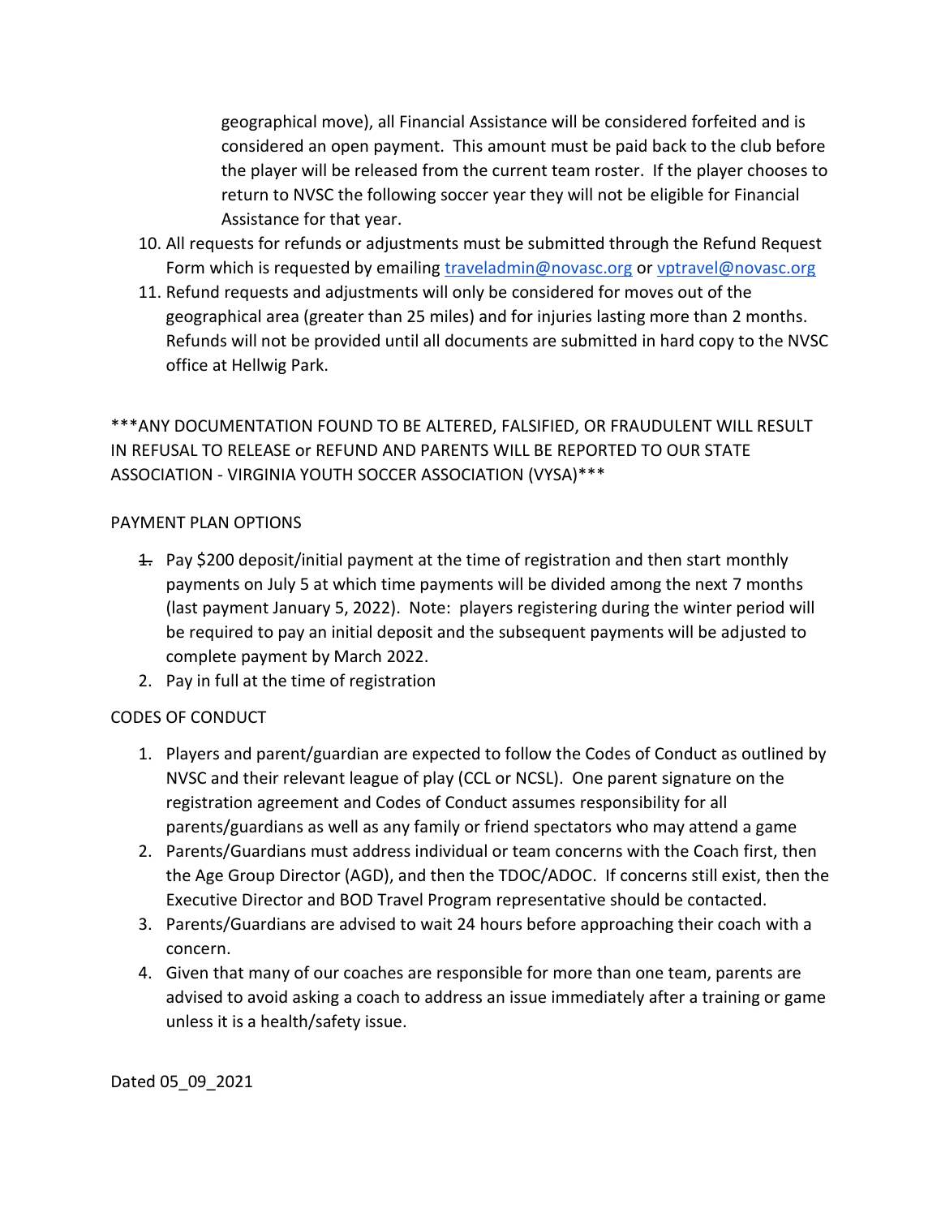geographical move), all Financial Assistance will be considered forfeited and is considered an open payment. This amount must be paid back to the club before the player will be released from the current team roster. If the player chooses to return to NVSC the following soccer year they will not be eligible for Financial Assistance for that year.

10. All requests for refunds or adjustments must be submitted through the Refund Request Form which is requested by emailing traveladmin@novasc.org or vptravel@novasc.org
11. Refund requests and adjustments will only be considered for moves out of the geographical area (greater than 25 miles) and for injuries lasting more than 2 months. Refunds will not be provided until all documents are submitted in hard copy to the NVSC office at Hellwig Park.

***ANY DOCUMENTATION FOUND TO BE ALTERED, FALSIFIED, OR FRAUDULENT WILL RESULT IN REFUSAL TO RELEASE or REFUND AND PARENTS WILL BE REPORTED TO OUR STATE ASSOCIATION - VIRGINIA YOUTH SOCCER ASSOCIATION (VYSA)***

PAYMENT PLAN OPTIONS

1. Pay $200 deposit/initial payment at the time of registration and then start monthly payments on July 5 at which time payments will be divided among the next 7 months (last payment January 5, 2022). Note: players registering during the winter period will be required to pay an initial deposit and the subsequent payments will be adjusted to complete payment by March 2022.
2. Pay in full at the time of registration

CODES OF CONDUCT

1. Players and parent/guardian are expected to follow the Codes of Conduct as outlined by NVSC and their relevant league of play (CCL or NCSL). One parent signature on the registration agreement and Codes of Conduct assumes responsibility for all parents/guardians as well as any family or friend spectators who may attend a game
2. Parents/Guardians must address individual or team concerns with the Coach first, then the Age Group Director (AGD), and then the TDOC/ADOC. If concerns still exist, then the Executive Director and BOD Travel Program representative should be contacted.
3. Parents/Guardians are advised to wait 24 hours before approaching their coach with a concern.
4. Given that many of our coaches are responsible for more than one team, parents are advised to avoid asking a coach to address an issue immediately after a training or game unless it is a health/safety issue.

Dated 05_09_2021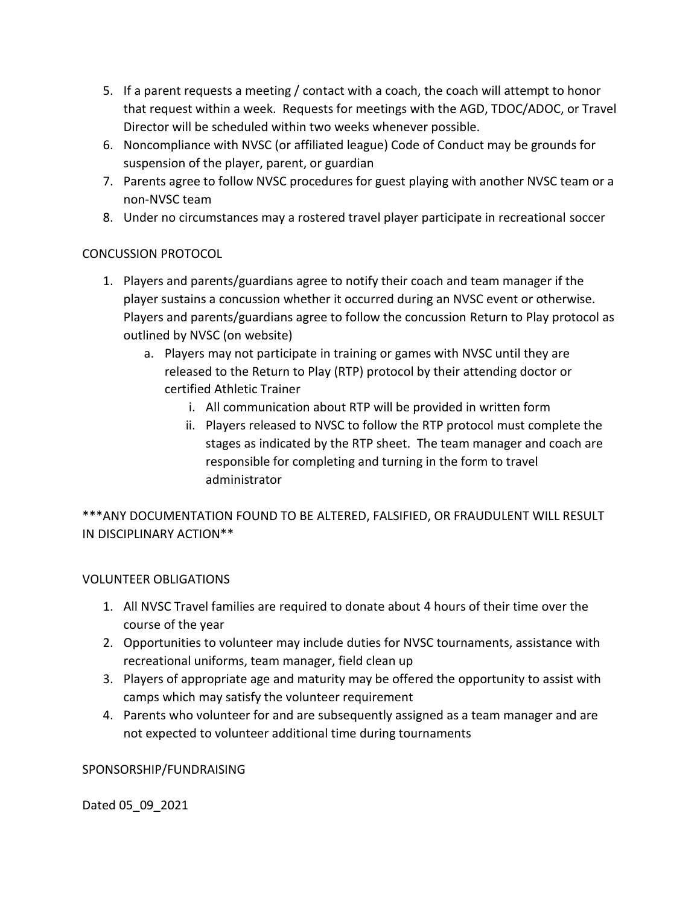5. If a parent requests a meeting / contact with a coach, the coach will attempt to honor that request within a week. Requests for meetings with the AGD, TDOC/ADOC, or Travel Director will be scheduled within two weeks whenever possible.
6. Noncompliance with NVSC (or affiliated league) Code of Conduct may be grounds for suspension of the player, parent, or guardian
7. Parents agree to follow NVSC procedures for guest playing with another NVSC team or a non-NVSC team
8. Under no circumstances may a rostered travel player participate in recreational soccer

CONCUSSION PROTOCOL

1. Players and parents/guardians agree to notify their coach and team manager if the player sustains a concussion whether it occurred during an NVSC event or otherwise. Players and parents/guardians agree to follow the concussion Return to Play protocol as outlined by NVSC (on website)
    a. Players may not participate in training or games with NVSC until they are released to the Return to Play (RTP) protocol by their attending doctor or certified Athletic Trainer
        i. All communication about RTP will be provided in written form
        ii. Players released to NVSC to follow the RTP protocol must complete the stages as indicated by the RTP sheet. The team manager and coach are responsible for completing and turning in the form to travel administrator

***ANY DOCUMENTATION FOUND TO BE ALTERED, FALSIFIED, OR FRAUDULENT WILL RESULT IN DISCIPLINARY ACTION**

VOLUNTEER OBLIGATIONS

1. All NVSC Travel families are required to donate about 4 hours of their time over the course of the year
2. Opportunities to volunteer may include duties for NVSC tournaments, assistance with recreational uniforms, team manager, field clean up
3. Players of appropriate age and maturity may be offered the opportunity to assist with camps which may satisfy the volunteer requirement
4. Parents who volunteer for and are subsequently assigned as a team manager and are not expected to volunteer additional time during tournaments

SPONSORSHIP/FUNDRAISING

Dated 05_09_2021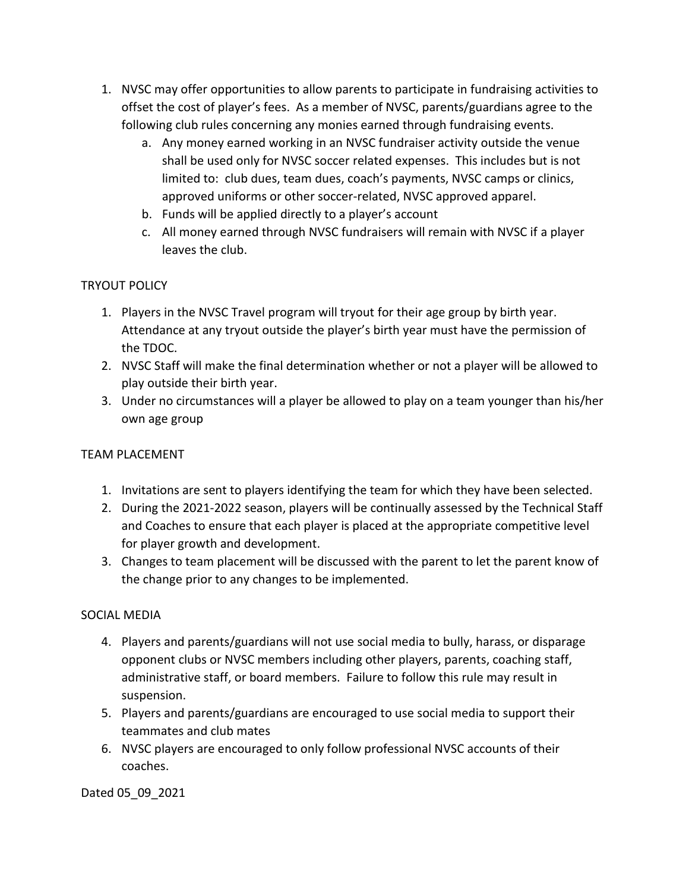1. NVSC may offer opportunities to allow parents to participate in fundraising activities to offset the cost of player's fees. As a member of NVSC, parents/guardians agree to the following club rules concerning any monies earned through fundraising events.
   a. Any money earned working in an NVSC fundraiser activity outside the venue shall be used only for NVSC soccer related expenses. This includes but is not limited to: club dues, team dues, coach's payments, NVSC camps or clinics, approved uniforms or other soccer-related, NVSC approved apparel.
   b. Funds will be applied directly to a player's account
   c. All money earned through NVSC fundraisers will remain with NVSC if a player leaves the club.

TRYOUT POLICY

1. Players in the NVSC Travel program will tryout for their age group by birth year. Attendance at any tryout outside the player's birth year must have the permission of the TDOC.
2. NVSC Staff will make the final determination whether or not a player will be allowed to play outside their birth year.
3. Under no circumstances will a player be allowed to play on a team younger than his/her own age group

TEAM PLACEMENT

1. Invitations are sent to players identifying the team for which they have been selected.
2. During the 2021-2022 season, players will be continually assessed by the Technical Staff and Coaches to ensure that each player is placed at the appropriate competitive level for player growth and development.
3. Changes to team placement will be discussed with the parent to let the parent know of the change prior to any changes to be implemented.

SOCIAL MEDIA

4. Players and parents/guardians will not use social media to bully, harass, or disparage opponent clubs or NVSC members including other players, parents, coaching staff, administrative staff, or board members. Failure to follow this rule may result in suspension.
5. Players and parents/guardians are encouraged to use social media to support their teammates and club mates
6. NVSC players are encouraged to only follow professional NVSC accounts of their coaches.

Dated 05_09_2021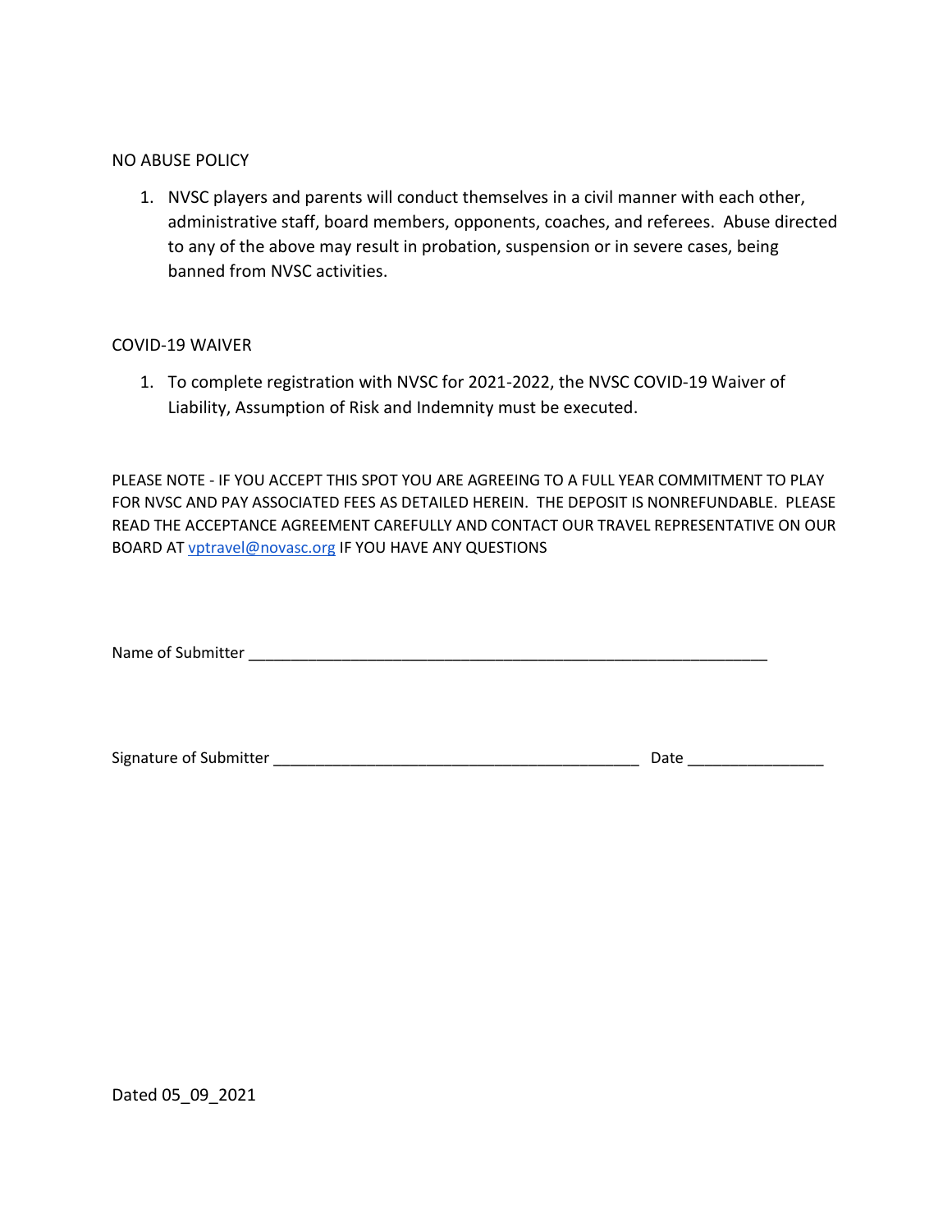## NO ABUSE POLICY

1. NVSC players and parents will conduct themselves in a civil manner with each other, administrative staff, board members, opponents, coaches, and referees. Abuse directed to any of the above may result in probation, suspension or in severe cases, being banned from NVSC activities.

## COVID-19 WAIVER

1. To complete registration with NVSC for 2021-2022, the NVSC COVID-19 Waiver of Liability, Assumption of Risk and Indemnity must be executed.

PLEASE NOTE - IF YOU ACCEPT THIS SPOT YOU ARE AGREEING TO A FULL YEAR COMMITMENT TO PLAY FOR NVSC AND PAY ASSOCIATED FEES AS DETAILED HEREIN. THE DEPOSIT IS NONREFUNDABLE. PLEASE READ THE ACCEPTANCE AGREEMENT CAREFULLY AND CONTACT OUR TRAVEL REPRESENTATIVE ON OUR BOARD AT vptravel@novasc.org IF YOU HAVE ANY QUESTIONS

Name of Submitter _______________________________________________________________

Signature of Submitter ___________________________________________ Date ________________

Dated 05_09_2021